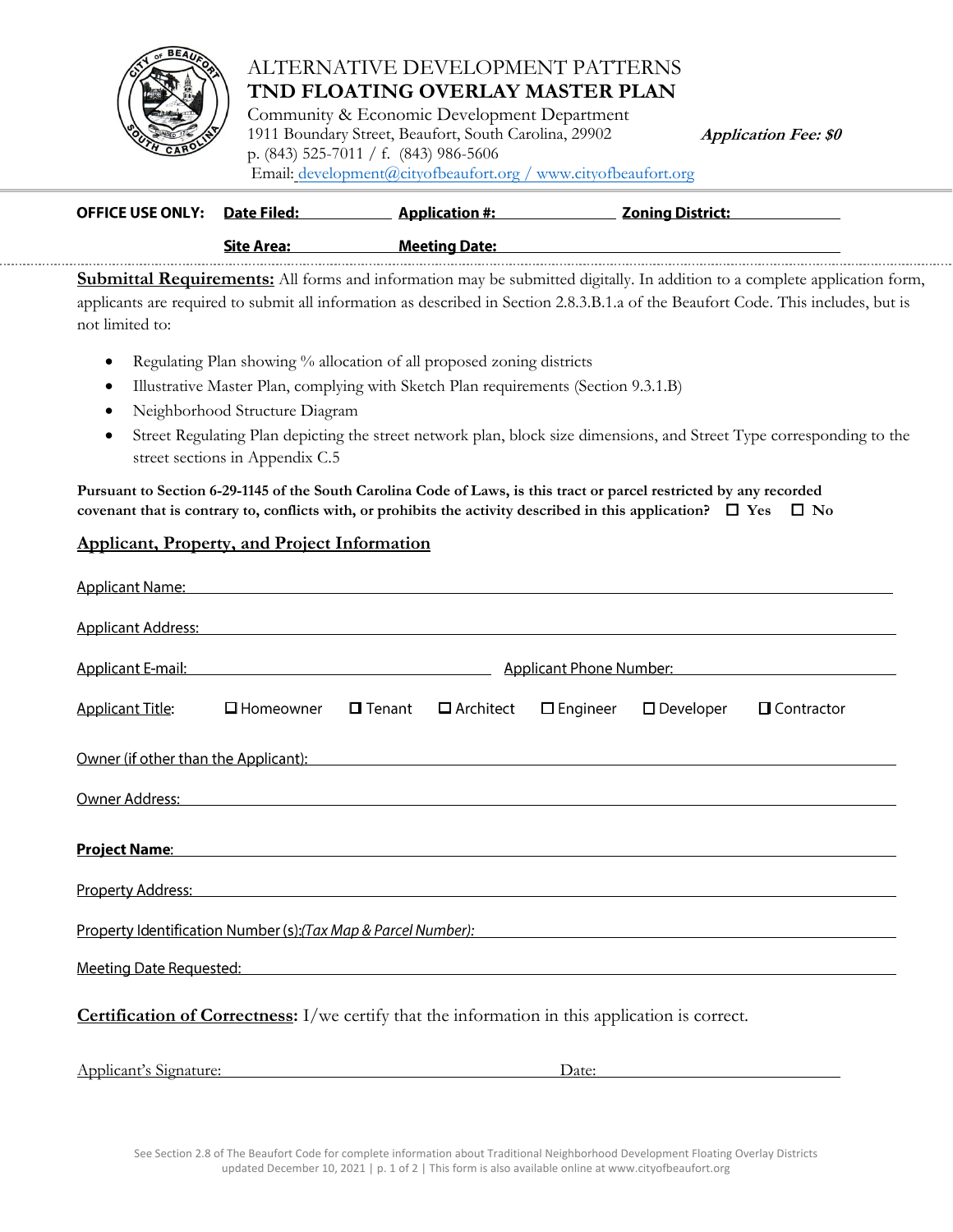# ALTERNATIVE DEVELOPMENT PATTERNS

# TND FLOATING OVERLAY MASTER PLAN

Community & Economic Development Department
1911 Boundary Street, Beaufort, South Carolina, 29902
p. (843) 525-7011 / f. (843) 986-5606
Email: development@cityofbeaufort.org / www.cityofbeaufort.org

***Application Fee: $0***

---

**OFFICE USE ONLY:** **Date Filed:** ____________ **Application #:** ____________ **Zoning District:** ____________

**Site Area:** ____________ **Meeting Date:** ____________

---

**Submittal Requirements:** All forms and information may be submitted digitally. In addition to a complete application form, applicants are required to submit all information as described in Section 2.8.3.B.1.a of the Beaufort Code. This includes, but is not limited to:

- Regulating Plan showing % allocation of all proposed zoning districts
- Illustrative Master Plan, complying with Sketch Plan requirements (Section 9.3.1.B)
- Neighborhood Structure Diagram
- Street Regulating Plan depicting the street network plan, block size dimensions, and Street Type corresponding to the street sections in Appendix C.5

**Pursuant to Section 6-29-1145 of the South Carolina Code of Laws, is this tract or parcel restricted by any recorded covenant that is contrary to, conflicts with, or prohibits the activity described in this application?** ☐ **Yes** ☐ **No**

## Applicant, Property, and Project Information

Applicant Name: ________________________________________

Applicant Address: ________________________________________

Applicant E-mail: ____________________ Applicant Phone Number: ____________________

Applicant Title: ☐ Homeowner ☐ Tenant ☐ Architect ☐ Engineer ☐ Developer ☐ Contractor

Owner (if other than the Applicant): ________________________________________

Owner Address: ________________________________________

**Project Name**: ________________________________________

Property Address: ________________________________________

Property Identification Number (s):*(Tax Map & Parcel Number):* ________________________________________

Meeting Date Requested: ________________________________________

**Certification of Correctness:** I/we certify that the information in this application is correct.

Applicant's Signature: ____________________ Date: ____________

See Section 2.8 of The Beaufort Code for complete information about Traditional Neighborhood Development Floating Overlay Districts
updated December 10, 2021 | This form is also available online at www.cityofbeaufort.org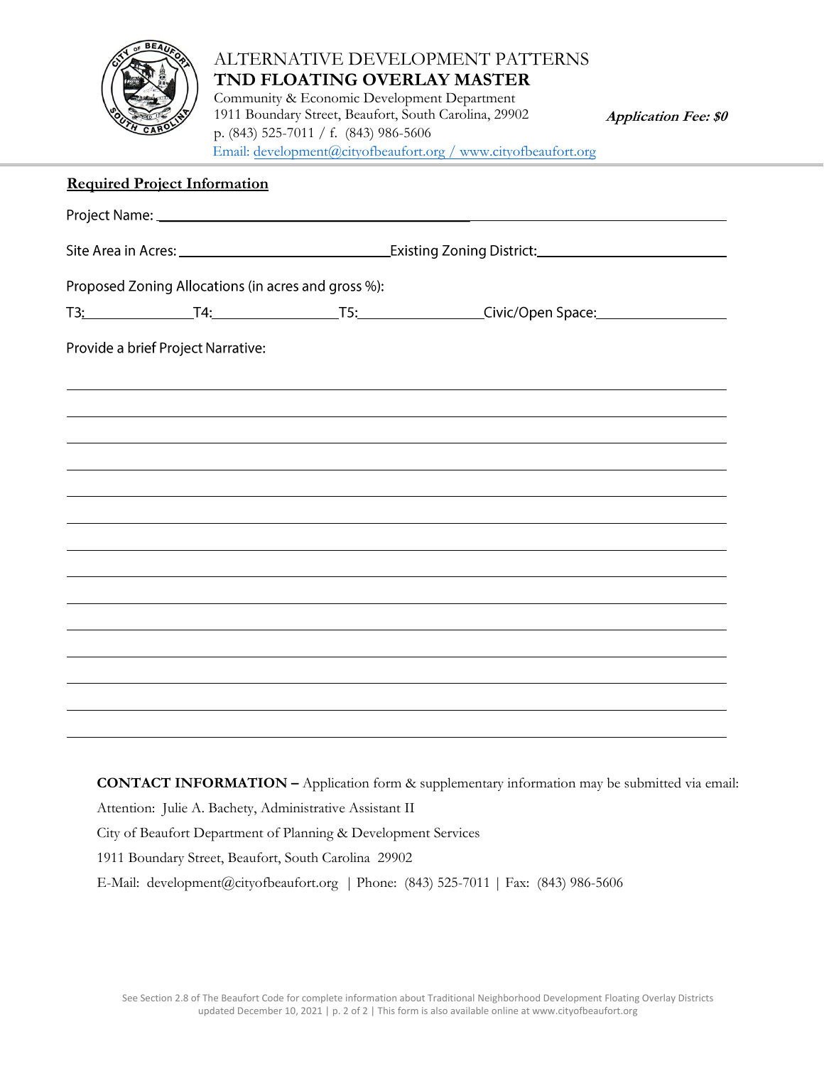ALTERNATIVE DEVELOPMENT PATTERNS

# TND FLOATING OVERLAY MASTER

Community & Economic Development Department
1911 Boundary Street, Beaufort, South Carolina, 29902
p. (843) 525-7011 / f. (843) 986-5606
Email: development@cityofbeaufort.org / www.cityofbeaufort.org

***Application Fee: $0***

## Required Project Information

Project Name: ______________________________________________

Site Area in Acres: ____________________ Existing Zoning District: ____________________

Proposed Zoning Allocations (in acres and gross %):

T3: __________ T4: __________ T5: __________ Civic/Open Space: __________

Provide a brief Project Narrative:

______________________________________________

______________________________________________

______________________________________________

______________________________________________

______________________________________________

______________________________________________

______________________________________________

______________________________________________

______________________________________________

______________________________________________

______________________________________________

______________________________________________

______________________________________________

______________________________________________

**CONTACT INFORMATION –** Application form & supplementary information may be submitted via email:

Attention: Julie A. Bachety, Administrative Assistant II

City of Beaufort Department of Planning & Development Services

1911 Boundary Street, Beaufort, South Carolina 29902

E-Mail: development@cityofbeaufort.org | Phone: (843) 525-7011 | Fax: (843) 986-5606

See Section 2.8 of The Beaufort Code for complete information about Traditional Neighborhood Development Floating Overlay Districts
updated December 10, 2021 | This form is also available online at www.cityofbeaufort.org